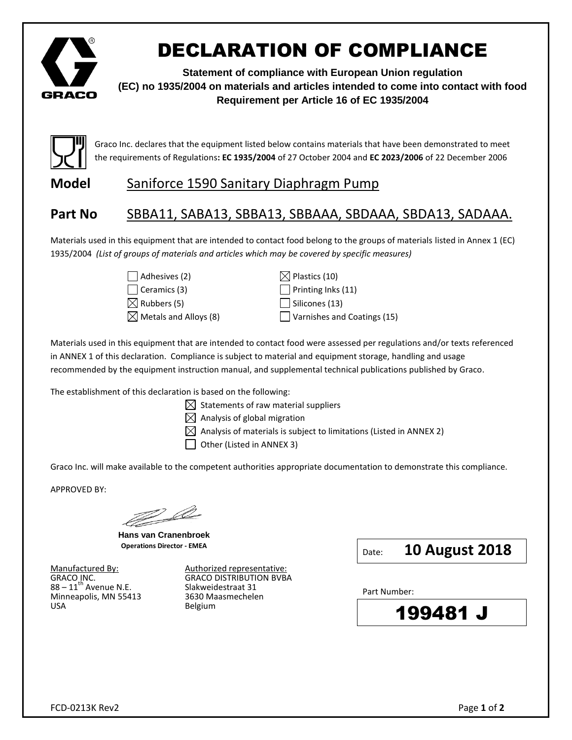# DECLARATION OF COMPLIANCE

**Statement of compliance with European Union regulation (EC) no 1935/2004 on materials and articles intended to come into contact with food Requirement per Article 16 of EC 1935/2004**

Graco Inc. declares that the equipment listed below contains materials that have been demonstrated to meet the requirements of Regulations**: EC 1935/2004** of 27 October 2004 and **EC 2023/2006** of 22 December 2006

## Model Saniforce 1590 Sanitary Diaphragm Pump

## Part No SBBA11, SABA13, SBBA13, SBBAAA, SBDAAA, SBDA13, SADAAA.

Materials used in this equipment that are intended to contact food belong to the groups of materials listed in Annex 1 (EC) 1935/2004 *(List of groups of materials and articles which may be covered by specific measures)*

- ☐ Adhesives (2)
- ☐ Ceramics (3)
- ☒ Rubbers (5)
- ☒ Metals and Alloys (8)
- ☒ Plastics (10)
- ☐ Printing Inks (11)
- ☐ Silicones (13)
- ☐ Varnishes and Coatings (15)

Materials used in this equipment that are intended to contact food were assessed per regulations and/or texts referenced in ANNEX 1 of this declaration. Compliance is subject to material and equipment storage, handling and usage recommended by the equipment instruction manual, and supplemental technical publications published by Graco.

The establishment of this declaration is based on the following:

- ☒ Statements of raw material suppliers
- ☒ Analysis of global migration
- ☒ Analysis of materials is subject to limitations (Listed in ANNEX 2)
- ☐ Other (Listed in ANNEX 3)

Graco Inc. will make available to the competent authorities appropriate documentation to demonstrate this compliance.

APPROVED BY:

**Hans van Cranenbroek**
**Operations Director - EMEA**

Date: **10 August 2018**

Manufactured By:
GRACO INC.
88 – 11th Avenue N.E.
Minneapolis, MN 55413
USA

Authorized representative:
GRACO DISTRIBUTION BVBA
Slakweidestraat 31
3630 Maasmechelen
Belgium

Part Number:

**199481 J**

FCD-0213K Rev2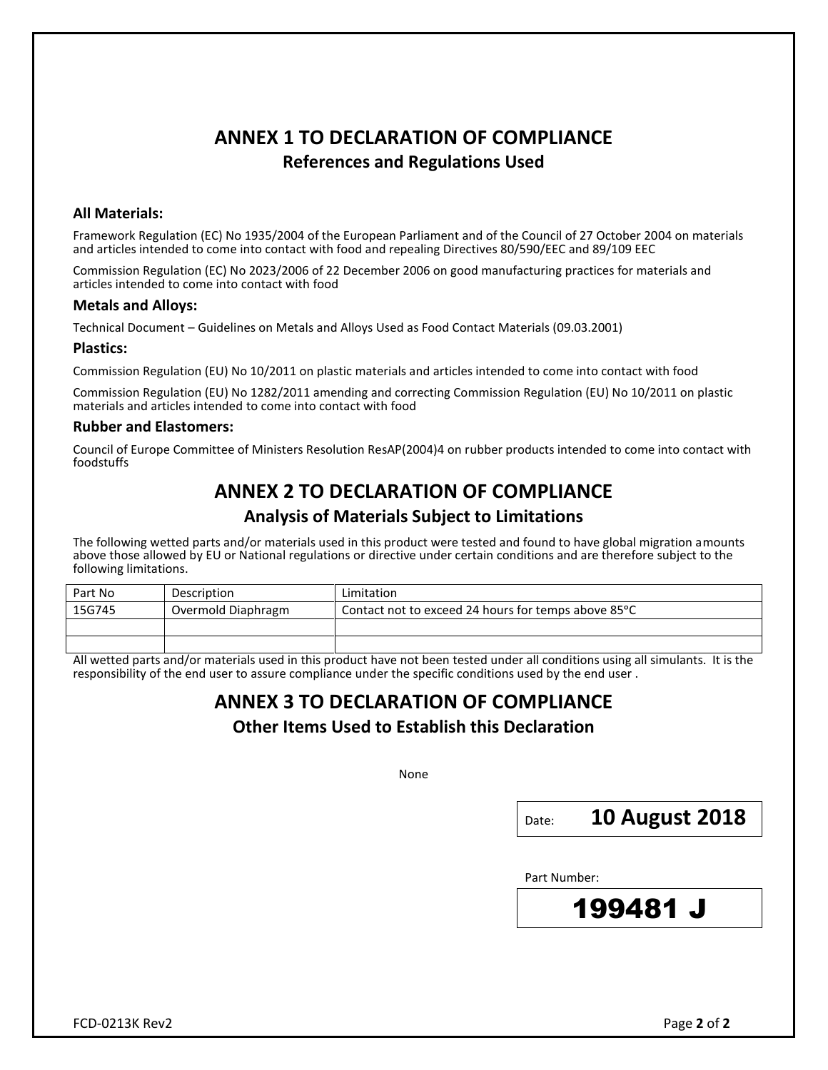# ANNEX 1 TO DECLARATION OF COMPLIANCE

## References and Regulations Used

### All Materials:

Framework Regulation (EC) No 1935/2004 of the European Parliament and of the Council of 27 October 2004 on materials and articles intended to come into contact with food and repealing Directives 80/590/EEC and 89/109 EEC

Commission Regulation (EC) No 2023/2006 of 22 December 2006 on good manufacturing practices for materials and articles intended to come into contact with food

### Metals and Alloys:

Technical Document – Guidelines on Metals and Alloys Used as Food Contact Materials (09.03.2001)

### Plastics:

Commission Regulation (EU) No 10/2011 on plastic materials and articles intended to come into contact with food

Commission Regulation (EU) No 1282/2011 amending and correcting Commission Regulation (EU) No 10/2011 on plastic materials and articles intended to come into contact with food

### Rubber and Elastomers:

Council of Europe Committee of Ministers Resolution ResAP(2004)4 on rubber products intended to come into contact with foodstuffs

# ANNEX 2 TO DECLARATION OF COMPLIANCE

## Analysis of Materials Subject to Limitations

The following wetted parts and/or materials used in this product were tested and found to have global migration amounts above those allowed by EU or National regulations or directive under certain conditions and are therefore subject to the following limitations.

| Part No | Description | Limitation |
|---|---|---|
| 15G745 | Overmold Diaphragm | Contact not to exceed 24 hours for temps above 85°C |
| | | |
| | | |

All wetted parts and/or materials used in this product have not been tested under all conditions using all simulants. It is the responsibility of the end user to assure compliance under the specific conditions used by the end user .

# ANNEX 3 TO DECLARATION OF COMPLIANCE

## Other Items Used to Establish this Declaration

None

Date: **10 August 2018**

Part Number:

**199481 J**

FCD-0213K Rev2